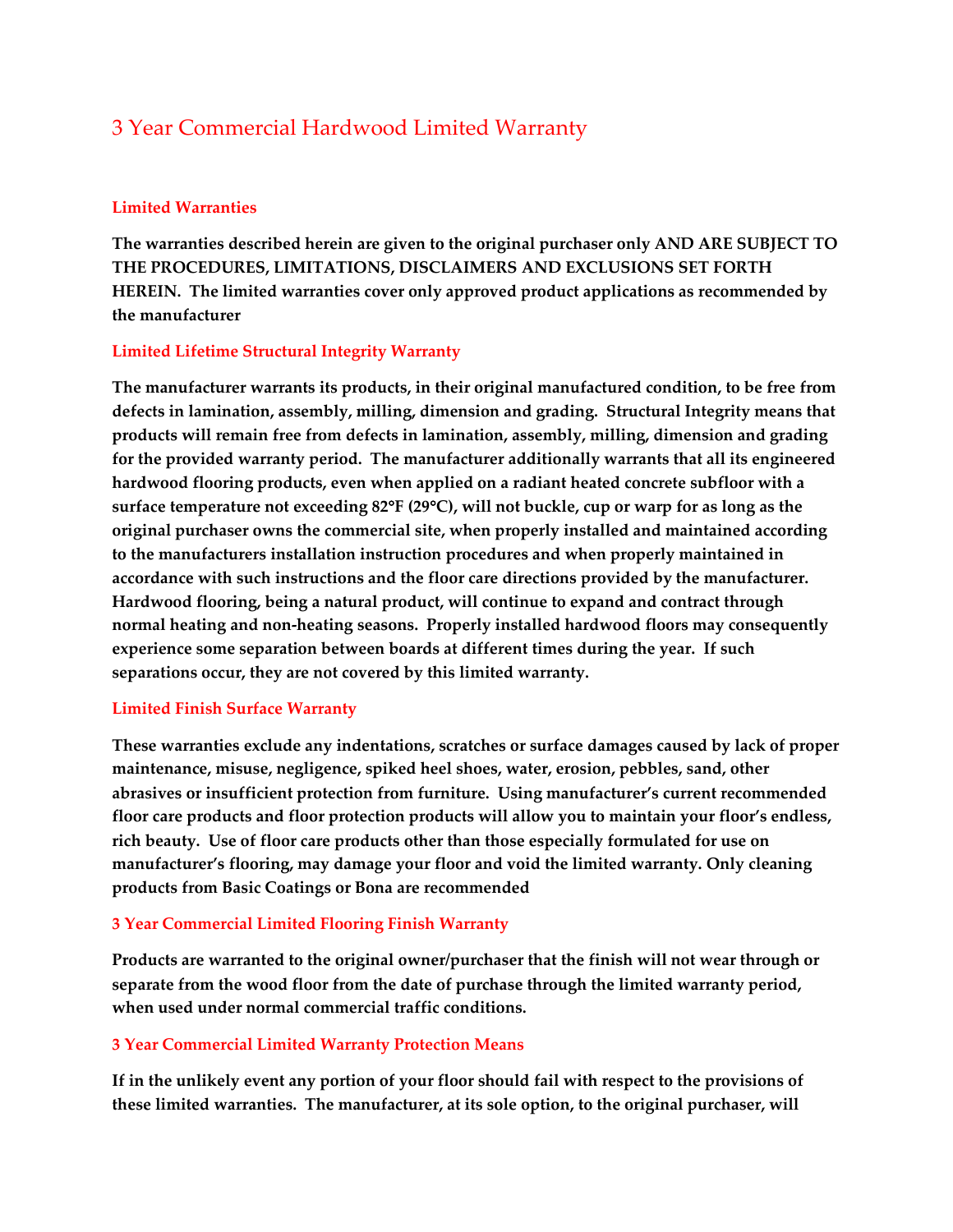# 3 Year Commercial Hardwood Limited Warranty

## Limited Warranties

**The warranties described herein are given to the original purchaser only AND ARE SUBJECT TO THE PROCEDURES, LIMITATIONS, DISCLAIMERS AND EXCLUSIONS SET FORTH HEREIN. The limited warranties cover only approved product applications as recommended by the manufacturer**

## Limited Lifetime Structural Integrity Warranty

**The manufacturer warrants its products, in their original manufactured condition, to be free from defects in lamination, assembly, milling, dimension and grading. Structural Integrity means that products will remain free from defects in lamination, assembly, milling, dimension and grading for the provided warranty period. The manufacturer additionally warrants that all its engineered hardwood flooring products, even when applied on a radiant heated concrete subfloor with a surface temperature not exceeding 82°F (29°C), will not buckle, cup or warp for as long as the original purchaser owns the commercial site, when properly installed and maintained according to the manufacturers installation instruction procedures and when properly maintained in accordance with such instructions and the floor care directions provided by the manufacturer. Hardwood flooring, being a natural product, will continue to expand and contract through normal heating and non-heating seasons. Properly installed hardwood floors may consequently experience some separation between boards at different times during the year. If such separations occur, they are not covered by this limited warranty.**

## Limited Finish Surface Warranty

**These warranties exclude any indentations, scratches or surface damages caused by lack of proper maintenance, misuse, negligence, spiked heel shoes, water, erosion, pebbles, sand, other abrasives or insufficient protection from furniture. Using manufacturer's current recommended floor care products and floor protection products will allow you to maintain your floor's endless, rich beauty. Use of floor care products other than those especially formulated for use on manufacturer's flooring, may damage your floor and void the limited warranty. Only cleaning products from Basic Coatings or Bona are recommended**

## 3 Year Commercial Limited Flooring Finish Warranty

**Products are warranted to the original owner/purchaser that the finish will not wear through or separate from the wood floor from the date of purchase through the limited warranty period, when used under normal commercial traffic conditions.**

## 3 Year Commercial Limited Warranty Protection Means

**If in the unlikely event any portion of your floor should fail with respect to the provisions of these limited warranties. The manufacturer, at its sole option, to the original purchaser, will**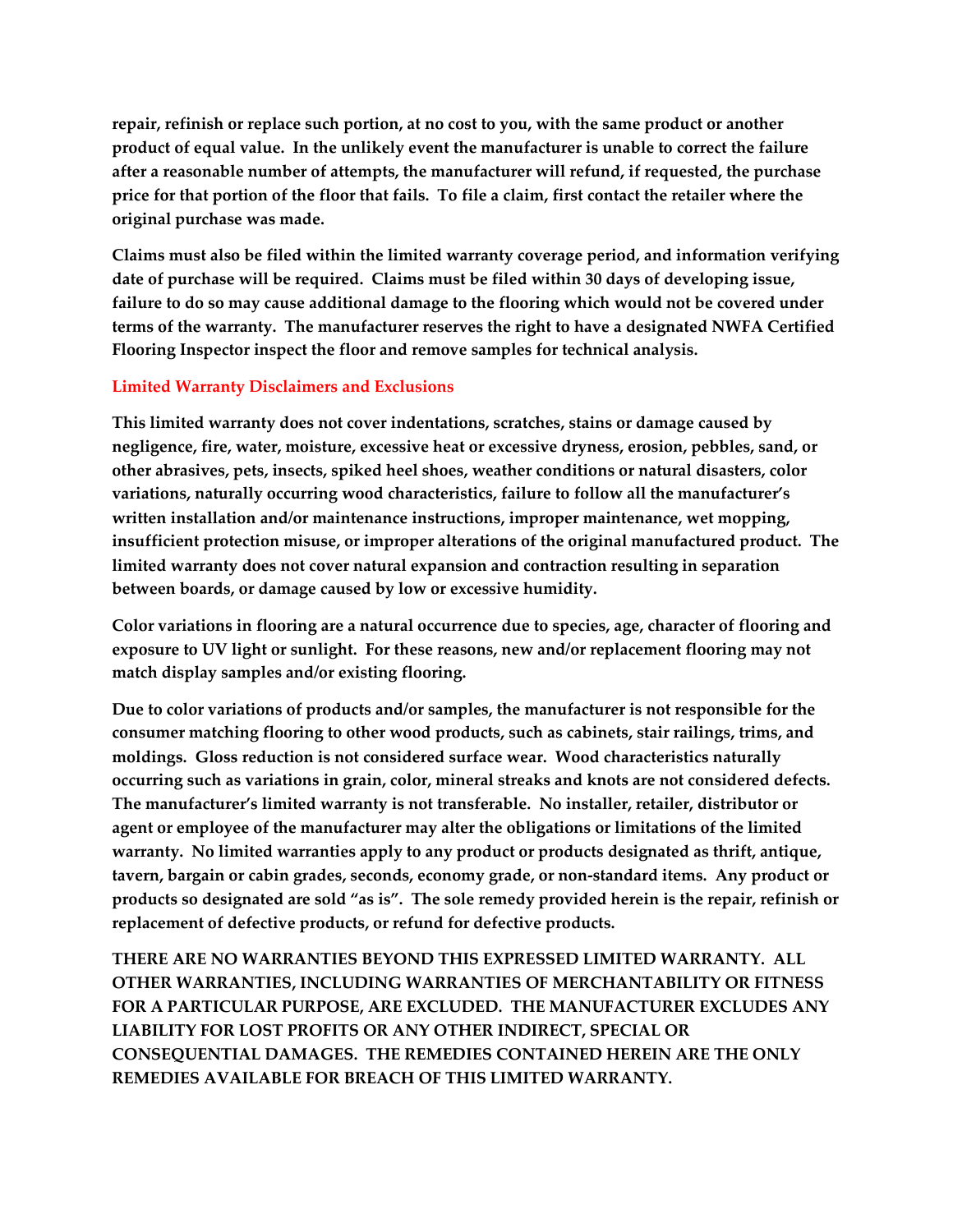**repair, refinish or replace such portion, at no cost to you, with the same product or another product of equal value. In the unlikely event the manufacturer is unable to correct the failure after a reasonable number of attempts, the manufacturer will refund, if requested, the purchase price for that portion of the floor that fails. To file a claim, first contact the retailer where the original purchase was made.**

**Claims must also be filed within the limited warranty coverage period, and information verifying date of purchase will be required. Claims must be filed within 30 days of developing issue, failure to do so may cause additional damage to the flooring which would not be covered under terms of the warranty. The manufacturer reserves the right to have a designated NWFA Certified Flooring Inspector inspect the floor and remove samples for technical analysis.**

## Limited Warranty Disclaimers and Exclusions

**This limited warranty does not cover indentations, scratches, stains or damage caused by negligence, fire, water, moisture, excessive heat or excessive dryness, erosion, pebbles, sand, or other abrasives, pets, insects, spiked heel shoes, weather conditions or natural disasters, color variations, naturally occurring wood characteristics, failure to follow all the manufacturer's written installation and/or maintenance instructions, improper maintenance, wet mopping, insufficient protection misuse, or improper alterations of the original manufactured product. The limited warranty does not cover natural expansion and contraction resulting in separation between boards, or damage caused by low or excessive humidity.**

**Color variations in flooring are a natural occurrence due to species, age, character of flooring and exposure to UV light or sunlight. For these reasons, new and/or replacement flooring may not match display samples and/or existing flooring.**

**Due to color variations of products and/or samples, the manufacturer is not responsible for the consumer matching flooring to other wood products, such as cabinets, stair railings, trims, and moldings. Gloss reduction is not considered surface wear. Wood characteristics naturally occurring such as variations in grain, color, mineral streaks and knots are not considered defects. The manufacturer's limited warranty is not transferable. No installer, retailer, distributor or agent or employee of the manufacturer may alter the obligations or limitations of the limited warranty. No limited warranties apply to any product or products designated as thrift, antique, tavern, bargain or cabin grades, seconds, economy grade, or non-standard items. Any product or products so designated are sold "as is". The sole remedy provided herein is the repair, refinish or replacement of defective products, or refund for defective products.**

**THERE ARE NO WARRANTIES BEYOND THIS EXPRESSED LIMITED WARRANTY. ALL OTHER WARRANTIES, INCLUDING WARRANTIES OF MERCHANTABILITY OR FITNESS FOR A PARTICULAR PURPOSE, ARE EXCLUDED. THE MANUFACTURER EXCLUDES ANY LIABILITY FOR LOST PROFITS OR ANY OTHER INDIRECT, SPECIAL OR CONSEQUENTIAL DAMAGES. THE REMEDIES CONTAINED HEREIN ARE THE ONLY REMEDIES AVAILABLE FOR BREACH OF THIS LIMITED WARRANTY.**